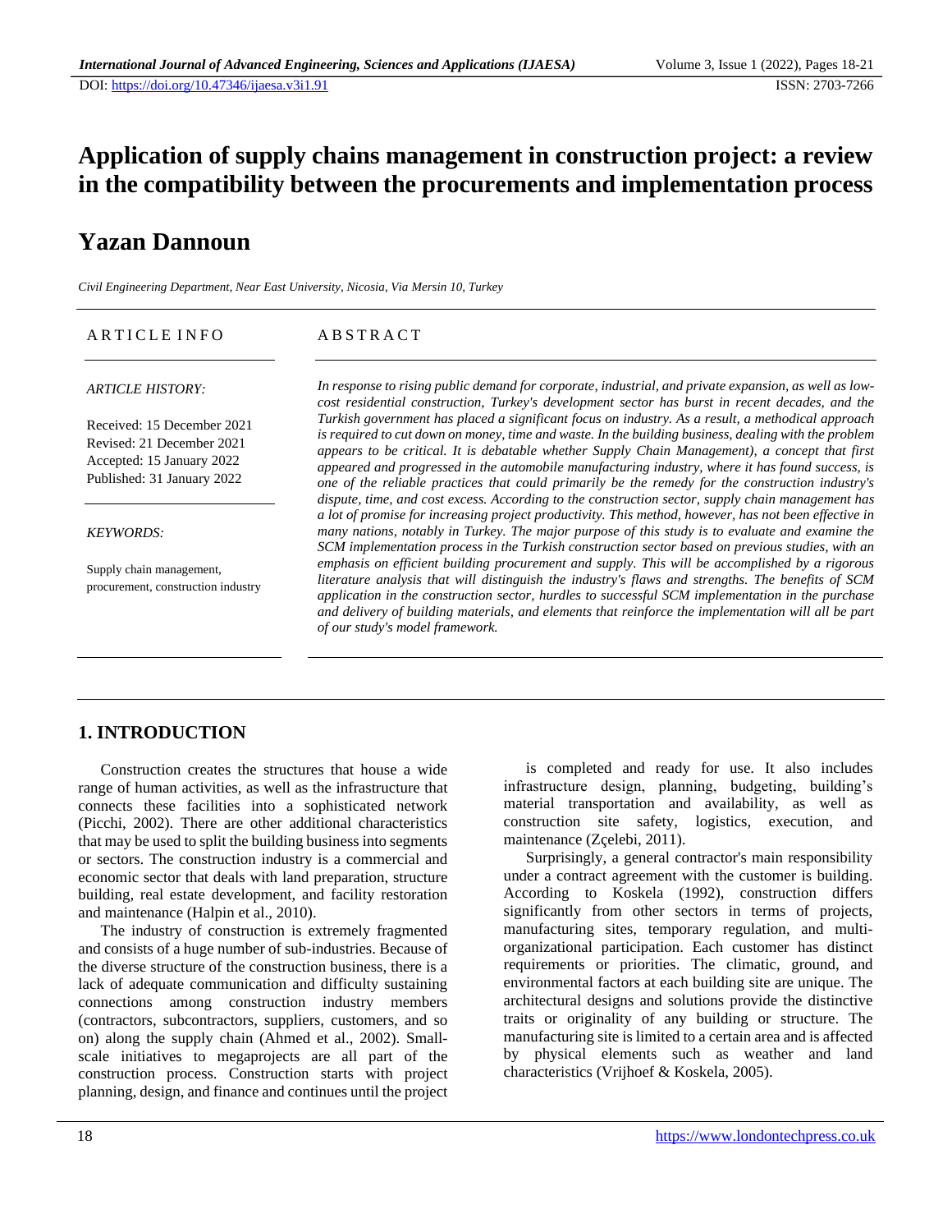DOI: https://doi.org/10.47346/ijaesa.v3i1.91 ISSN: 2703-7266

# Application of supply chains management in construction project: a review in the compatibility between the procurements and implementation process

## Yazan Dannoun

*Civil Engineering Department, Near East University, Nicosia, Via Mersin 10, Turkey*

**ARTICLE INFO**

*ARTICLE HISTORY:*

Received: 15 December 2021
Revised: 21 December 2021
Accepted: 15 January 2022
Published: 31 January 2022

*KEYWORDS:*

Supply chain management, procurement, construction industry

**ABSTRACT**

*In response to rising public demand for corporate, industrial, and private expansion, as well as low-cost residential construction, Turkey's development sector has burst in recent decades, and the Turkish government has placed a significant focus on industry. As a result, a methodical approach is required to cut down on money, time and waste. In the building business, dealing with the problem appears to be critical. It is debatable whether Supply Chain Management), a concept that first appeared and progressed in the automobile manufacturing industry, where it has found success, is one of the reliable practices that could primarily be the remedy for the construction industry's dispute, time, and cost excess. According to the construction sector, supply chain management has a lot of promise for increasing project productivity. This method, however, has not been effective in many nations, notably in Turkey. The major purpose of this study is to evaluate and examine the SCM implementation process in the Turkish construction sector based on previous studies, with an emphasis on efficient building procurement and supply. This will be accomplished by a rigorous literature analysis that will distinguish the industry's flaws and strengths. The benefits of SCM application in the construction sector, hurdles to successful SCM implementation in the purchase and delivery of building materials, and elements that reinforce the implementation will all be part of our study's model framework.*

## 1. INTRODUCTION

Construction creates the structures that house a wide range of human activities, as well as the infrastructure that connects these facilities into a sophisticated network (Picchi, 2002). There are other additional characteristics that may be used to split the building business into segments or sectors. The construction industry is a commercial and economic sector that deals with land preparation, structure building, real estate development, and facility restoration and maintenance (Halpin et al., 2010).

The industry of construction is extremely fragmented and consists of a huge number of sub-industries. Because of the diverse structure of the construction business, there is a lack of adequate communication and difficulty sustaining connections among construction industry members (contractors, subcontractors, suppliers, customers, and so on) along the supply chain (Ahmed et al., 2002). Small-scale initiatives to megaprojects are all part of the construction process. Construction starts with project planning, design, and finance and continues until the project is completed and ready for use. It also includes infrastructure design, planning, budgeting, building's material transportation and availability, as well as construction site safety, logistics, execution, and maintenance (Zçelebi, 2011).

Surprisingly, a general contractor's main responsibility under a contract agreement with the customer is building. According to Koskela (1992), construction differs significantly from other sectors in terms of projects, manufacturing sites, temporary regulation, and multi-organizational participation. Each customer has distinct requirements or priorities. The climatic, ground, and environmental factors at each building site are unique. The architectural designs and solutions provide the distinctive traits or originality of any building or structure. The manufacturing site is limited to a certain area and is affected by physical elements such as weather and land characteristics (Vrijhoef & Koskela, 2005).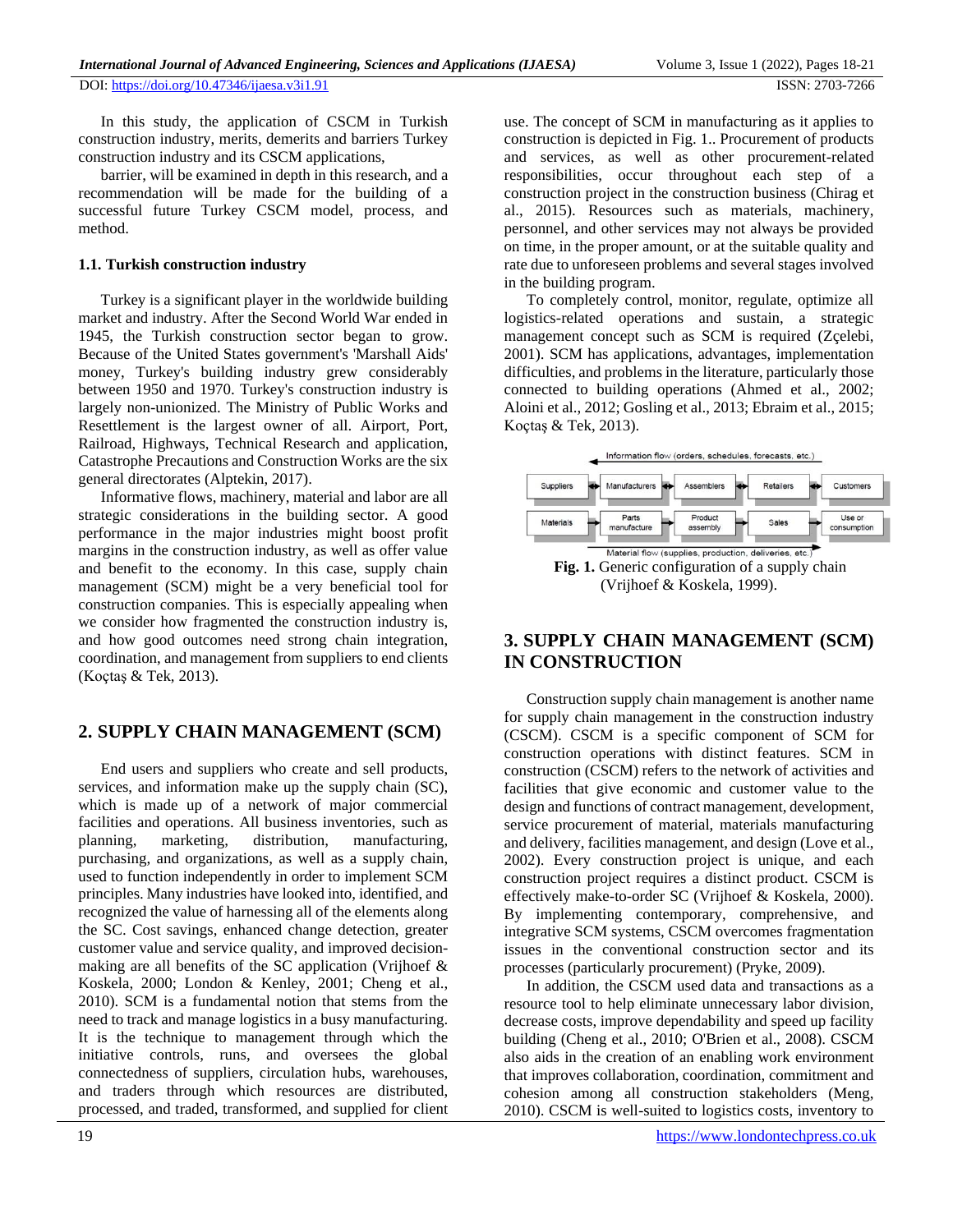In this study, the application of CSCM in Turkish construction industry, merits, demerits and barriers Turkey construction industry and its CSCM applications,

barrier, will be examined in depth in this research, and a recommendation will be made for the building of a successful future Turkey CSCM model, process, and method.

### 1.1. Turkish construction industry

Turkey is a significant player in the worldwide building market and industry. After the Second World War ended in 1945, the Turkish construction sector began to grow. Because of the United States government's 'Marshall Aids' money, Turkey's building industry grew considerably between 1950 and 1970. Turkey's construction industry is largely non-unionized. The Ministry of Public Works and Resettlement is the largest owner of all. Airport, Port, Railroad, Highways, Technical Research and application, Catastrophe Precautions and Construction Works are the six general directorates (Alptekin, 2017).

Informative flows, machinery, material and labor are all strategic considerations in the building sector. A good performance in the major industries might boost profit margins in the construction industry, as well as offer value and benefit to the economy. In this case, supply chain management (SCM) might be a very beneficial tool for construction companies. This is especially appealing when we consider how fragmented the construction industry is, and how good outcomes need strong chain integration, coordination, and management from suppliers to end clients (Koçtaş & Tek, 2013).

## 2. SUPPLY CHAIN MANAGEMENT (SCM)

End users and suppliers who create and sell products, services, and information make up the supply chain (SC), which is made up of a network of major commercial facilities and operations. All business inventories, such as planning, marketing, distribution, manufacturing, purchasing, and organizations, as well as a supply chain, used to function independently in order to implement SCM principles. Many industries have looked into, identified, and recognized the value of harnessing all of the elements along the SC. Cost savings, enhanced change detection, greater customer value and service quality, and improved decision-making are all benefits of the SC application (Vrijhoef & Koskela, 2000; London & Kenley, 2001; Cheng et al., 2010). SCM is a fundamental notion that stems from the need to track and manage logistics in a busy manufacturing. It is the technique to management through which the initiative controls, runs, and oversees the global connectedness of suppliers, circulation hubs, warehouses, and traders through which resources are distributed, processed, and traded, transformed, and supplied for client use. The concept of SCM in manufacturing as it applies to construction is depicted in Fig. 1.. Procurement of products and services, as well as other procurement-related responsibilities, occur throughout each step of a construction project in the construction business (Chirag et al., 2015). Resources such as materials, machinery, personnel, and other services may not always be provided on time, in the proper amount, or at the suitable quality and rate due to unforeseen problems and several stages involved in the building program.

To completely control, monitor, regulate, optimize all logistics-related operations and sustain, a strategic management concept such as SCM is required (Zçelebi, 2001). SCM has applications, advantages, implementation difficulties, and problems in the literature, particularly those connected to building operations (Ahmed et al., 2002; Aloini et al., 2012; Gosling et al., 2013; Ebraim et al., 2015; Koçtaş & Tek, 2013).

Information flow (orders, schedules, forecasts, etc.)

| Suppliers | Manufacturers | Assemblers | Retailers | Customers |
|---|---|---|---|---|
| Materials | Parts manufacture | Product assembly | Sales | Use or consumption |

Material flow (supplies, production, deliveries, etc.)

**Fig. 1.** Generic configuration of a supply chain (Vrijhoef & Koskela, 1999).

## 3. SUPPLY CHAIN MANAGEMENT (SCM) IN CONSTRUCTION

Construction supply chain management is another name for supply chain management in the construction industry (CSCM). CSCM is a specific component of SCM for construction operations with distinct features. SCM in construction (CSCM) refers to the network of activities and facilities that give economic and customer value to the design and functions of contract management, development, service procurement of material, materials manufacturing and delivery, facilities management, and design (Love et al., 2002). Every construction project is unique, and each construction project requires a distinct product. CSCM is effectively make-to-order SC (Vrijhoef & Koskela, 2000). By implementing contemporary, comprehensive, and integrative SCM systems, CSCM overcomes fragmentation issues in the conventional construction sector and its processes (particularly procurement) (Pryke, 2009).

In addition, the CSCM used data and transactions as a resource tool to help eliminate unnecessary labor division, decrease costs, improve dependability and speed up facility building (Cheng et al., 2010; O'Brien et al., 2008). CSCM also aids in the creation of an enabling work environment that improves collaboration, coordination, commitment and cohesion among all construction stakeholders (Meng, 2010). CSCM is well-suited to logistics costs, inventory to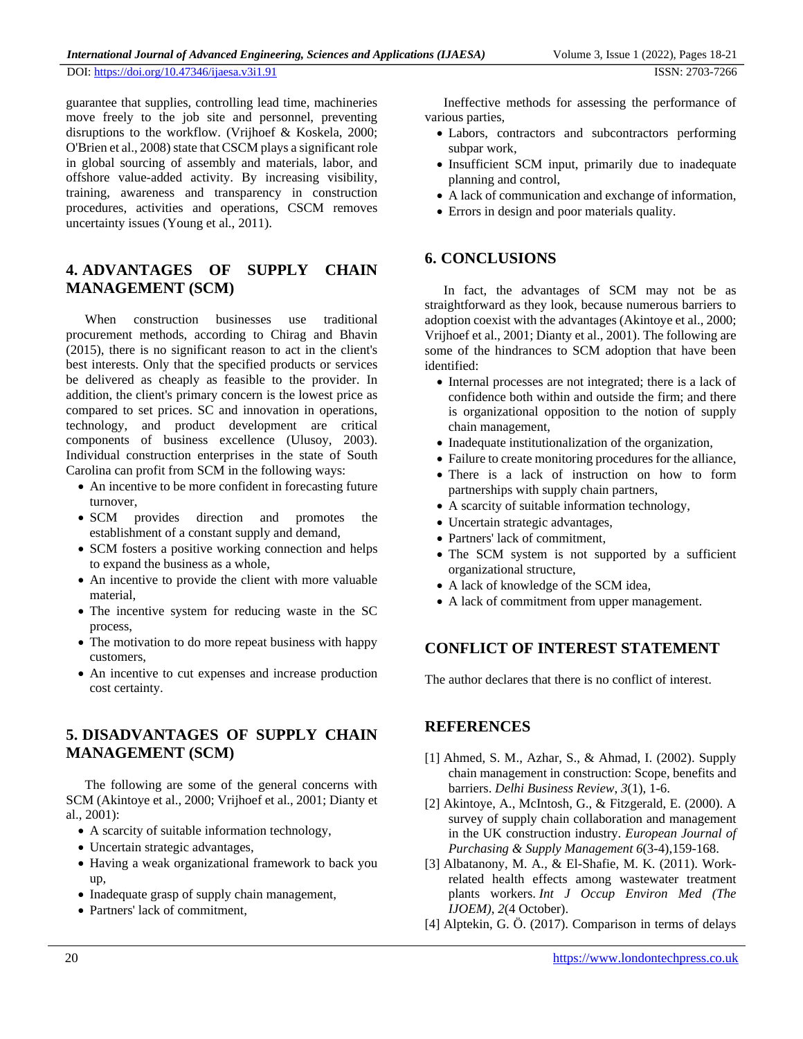guarantee that supplies, controlling lead time, machineries move freely to the job site and personnel, preventing disruptions to the workflow. (Vrijhoef & Koskela, 2000; O'Brien et al., 2008) state that CSCM plays a significant role in global sourcing of assembly and materials, labor, and offshore value-added activity. By increasing visibility, training, awareness and transparency in construction procedures, activities and operations, CSCM removes uncertainty issues (Young et al., 2011).

## 4. ADVANTAGES OF SUPPLY CHAIN MANAGEMENT (SCM)

When construction businesses use traditional procurement methods, according to Chirag and Bhavin (2015), there is no significant reason to act in the client's best interests. Only that the specified products or services be delivered as cheaply as feasible to the provider. In addition, the client's primary concern is the lowest price as compared to set prices. SC and innovation in operations, technology, and product development are critical components of business excellence (Ulusoy, 2003). Individual construction enterprises in the state of South Carolina can profit from SCM in the following ways:

- An incentive to be more confident in forecasting future turnover,
- SCM provides direction and promotes the establishment of a constant supply and demand,
- SCM fosters a positive working connection and helps to expand the business as a whole,
- An incentive to provide the client with more valuable material,
- The incentive system for reducing waste in the SC process,
- The motivation to do more repeat business with happy customers,
- An incentive to cut expenses and increase production cost certainty.

## 5. DISADVANTAGES OF SUPPLY CHAIN MANAGEMENT (SCM)

The following are some of the general concerns with SCM (Akintoye et al., 2000; Vrijhoef et al., 2001; Dianty et al., 2001):

- A scarcity of suitable information technology,
- Uncertain strategic advantages,
- Having a weak organizational framework to back you up,
- Inadequate grasp of supply chain management,
- Partners' lack of commitment,

Ineffective methods for assessing the performance of various parties,

- Labors, contractors and subcontractors performing subpar work,
- Insufficient SCM input, primarily due to inadequate planning and control,
- A lack of communication and exchange of information,
- Errors in design and poor materials quality.

## 6. CONCLUSIONS

In fact, the advantages of SCM may not be as straightforward as they look, because numerous barriers to adoption coexist with the advantages (Akintoye et al., 2000; Vrijhoef et al., 2001; Dianty et al., 2001). The following are some of the hindrances to SCM adoption that have been identified:

- Internal processes are not integrated; there is a lack of confidence both within and outside the firm; and there is organizational opposition to the notion of supply chain management,
- Inadequate institutionalization of the organization,
- Failure to create monitoring procedures for the alliance,
- There is a lack of instruction on how to form partnerships with supply chain partners,
- A scarcity of suitable information technology,
- Uncertain strategic advantages,
- Partners' lack of commitment,
- The SCM system is not supported by a sufficient organizational structure,
- A lack of knowledge of the SCM idea,
- A lack of commitment from upper management.

## CONFLICT OF INTEREST STATEMENT

The author declares that there is no conflict of interest.

## REFERENCES

[1] Ahmed, S. M., Azhar, S., & Ahmad, I. (2002). Supply chain management in construction: Scope, benefits and barriers. *Delhi Business Review*, *3*(1), 1-6.

[2] Akintoye, A., McIntosh, G., & Fitzgerald, E. (2000). A survey of supply chain collaboration and management in the UK construction industry. *European Journal of Purchasing & Supply Management 6*(3-4),159-168.

[3] Albatanony, M. A., & El-Shafie, M. K. (2011). Work-related health effects among wastewater treatment plants workers. *Int J Occup Environ Med (The IJOEM)*, *2*(4 October).

[4] Alptekin, G. Ö. (2017). Comparison in terms of delays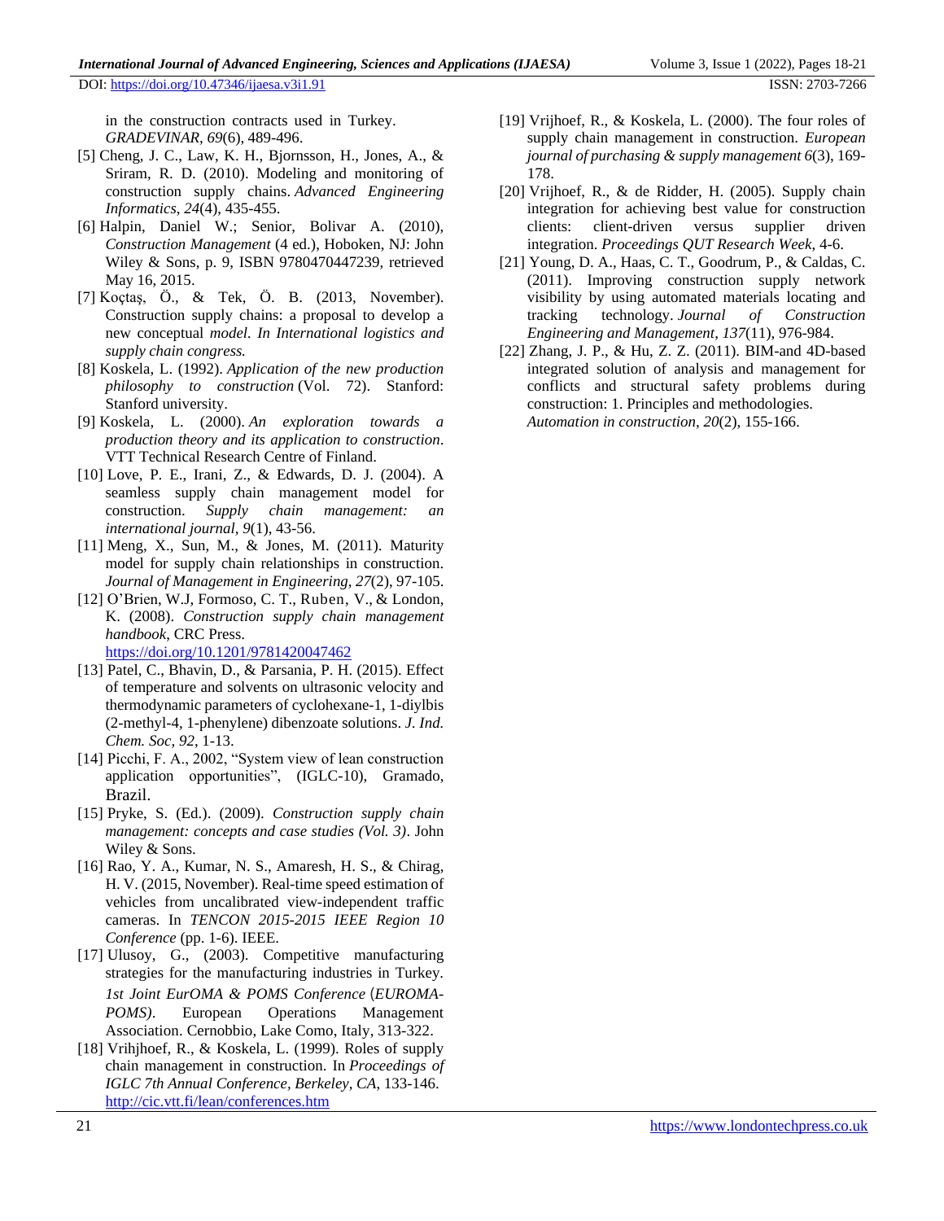in the construction contracts used in Turkey. *GRADEVINAR, 69*(6), 489-496.

[5] Cheng, J. C., Law, K. H., Bjornsson, H., Jones, A., & Sriram, R. D. (2010). Modeling and monitoring of construction supply chains. *Advanced Engineering Informatics*, *24*(4), 435-455.

[6] Halpin, Daniel W.; Senior, Bolivar A. (2010), *Construction Management* (4 ed.), Hoboken, NJ: John Wiley & Sons, p. 9, ISBN 9780470447239, retrieved May 16, 2015.

[7] Koçtaş, Ö., & Tek, Ö. B. (2013, November). Construction supply chains: a proposal to develop a new conceptual *model. In International logistics and supply chain congress.*

[8] Koskela, L. (1992). *Application of the new production philosophy to construction* (Vol. 72). Stanford: Stanford university.

[9] Koskela, L. (2000). *An exploration towards a production theory and its application to construction*. VTT Technical Research Centre of Finland.

[10] Love, P. E., Irani, Z., & Edwards, D. J. (2004). A seamless supply chain management model for construction. *Supply chain management: an international journal, 9*(1), 43-56.

[11] Meng, X., Sun, M., & Jones, M. (2011). Maturity model for supply chain relationships in construction. *Journal of Management in Engineering, 27*(2), 97-105.

[12] O'Brien, W.J, Formoso, C. T., Ruben, V., & London, K. (2008). *Construction supply chain management handbook*, CRC Press. https://doi.org/10.1201/9781420047462

[13] Patel, C., Bhavin, D., & Parsania, P. H. (2015). Effect of temperature and solvents on ultrasonic velocity and thermodynamic parameters of cyclohexane-1, 1-diylbis (2-methyl-4, 1-phenylene) dibenzoate solutions. *J. Ind. Chem. Soc, 92*, 1-13.

[14] Picchi, F. A., 2002, "System view of lean construction application opportunities", (IGLC-10), Gramado, Brazil.

[15] Pryke, S. (Ed.). (2009). *Construction supply chain management: concepts and case studies (Vol. 3)*. John Wiley & Sons.

[16] Rao, Y. A., Kumar, N. S., Amaresh, H. S., & Chirag, H. V. (2015, November). Real-time speed estimation of vehicles from uncalibrated view-independent traffic cameras. In *TENCON 2015-2015 IEEE Region 10 Conference* (pp. 1-6). IEEE.

[17] Ulusoy, G., (2003). Competitive manufacturing strategies for the manufacturing industries in Turkey. *1st Joint EurOMA & POMS Conference* (*EUROMA-POMS)*. European Operations Management Association. Cernobbio, Lake Como, Italy, 313-322.

[18] Vrihjhoef, R., & Koskela, L. (1999). Roles of supply chain management in construction. In *Proceedings of IGLC 7th Annual Conference, Berkeley, CA*, 133-146. http://cic.vtt.fi/lean/conferences.htm

[19] Vrijhoef, R., & Koskela, L. (2000). The four roles of supply chain management in construction. *European journal of purchasing & supply management 6*(3), 169-178.

[20] Vrijhoef, R., & de Ridder, H. (2005). Supply chain integration for achieving best value for construction clients: client-driven versus supplier driven integration. *Proceedings QUT Research Week*, 4-6.

[21] Young, D. A., Haas, C. T., Goodrum, P., & Caldas, C. (2011). Improving construction supply network visibility by using automated materials locating and tracking technology. *Journal of Construction Engineering and Management*, *137*(11), 976-984.

[22] Zhang, J. P., & Hu, Z. Z. (2011). BIM-and 4D-based integrated solution of analysis and management for conflicts and structural safety problems during construction: 1. Principles and methodologies. *Automation in construction*, *20*(2), 155-166.